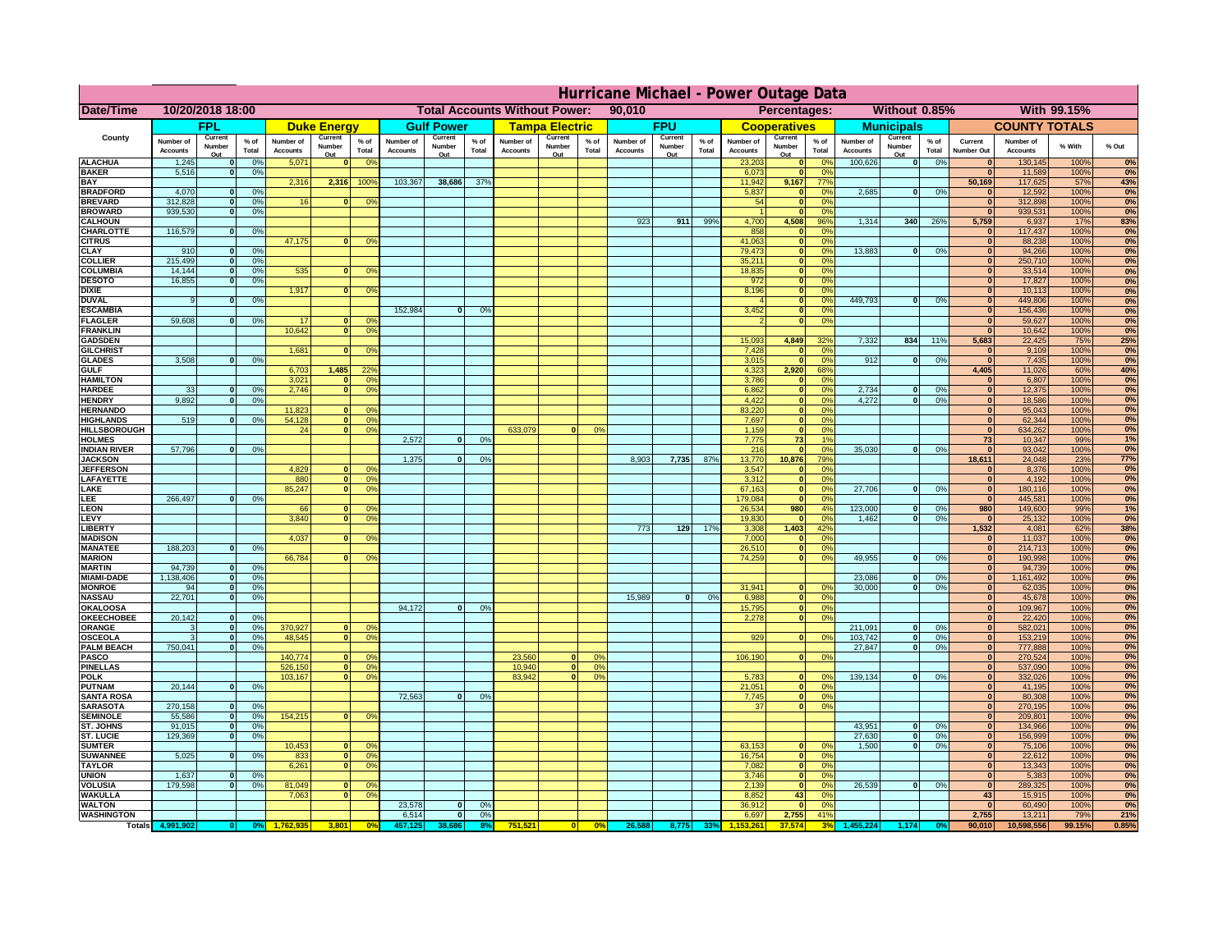# Hurricane Michael - Power Outage Data

| Date/Time | 10/20/2018 18:00 | | | | | | Total Accounts Without Power: | | | 90,010 | | | | | | Percentages: | | | Without 0.85% | | | With 99.15% | | | |
|---|---|---|---|---|---|---|---|---|---|---|---|---|---|---|---|---|---|---|---|---|---|---|---|---|---|
| County | FPL | | | Duke Energy | | | Gulf Power | | | Tampa Electric | | | FPU | | | Cooperatives | | | Municipals | | | COUNTY TOTALS | | | |
| | Number of Accounts | Current Number Out | % of Total | Number of Accounts | Current Number Out | % of Total | Number of Accounts | Current Number Out | % of Total | Number of Accounts | Current Number Out | % of Total | Number of Accounts | Current Number Out | % of Total | Number of Accounts | Current Number Out | % of Total | Number of Accounts | Current Number Out | % of Total | Current Number Out | Number of Accounts | % With | % Out |
| ALACHUA | 1,245 | 0 | 0% | 5,071 | 0 | 0% | | | | | | | | | | 23,203 | 0 | 0% | 100,626 | 0 | 0% | 0 | 130,145 | 100% | 0% |
| BAKER | 5,516 | 0 | 0% | | | | | | | | | | | | | 6,073 | 0 | 0% | | | | 0 | 11,589 | 100% | 0% |
| BAY | | | | 2,316 | 2,316 | 100% | 103,367 | 38,686 | 37% | | | | | | | 11,942 | 9,167 | 77% | | | | 50,169 | 117,625 | 57% | 43% |
| BRADFORD | 4,070 | 0 | 0% | | | | | | | | | | | | | 5,837 | 0 | 0% | 2,685 | 0 | 0% | 0 | 12,592 | 100% | 0% |
| BREVARD | 312,828 | 0 | 0% | 16 | 0 | 0% | | | | | | | | | | 54 | 0 | 0% | | | | 0 | 312,898 | 100% | 0% |
| BROWARD | 939,530 | 0 | 0% | | | | | | | | | | | | | 1 | 0 | 0% | | | | 0 | 939,531 | 100% | 0% |
| CALHOUN | | | | | | | | | | | | | 923 | 911 | 99% | 4,700 | 4,508 | 96% | 1,314 | 340 | 26% | 5,759 | 6,937 | 17% | 83% |
| CHARLOTTE | 116,579 | 0 | 0% | | | | | | | | | | | | | 858 | 0 | 0% | | | | 0 | 117,437 | 100% | 0% |
| CITRUS | | | | 47,175 | 0 | 0% | | | | | | | | | | 41,063 | 0 | 0% | | | | 0 | 88,238 | 100% | 0% |
| CLAY | 910 | 0 | 0% | | | | | | | | | | | | | 79,473 | 0 | 0% | 13,883 | 0 | 0% | 0 | 94,266 | 100% | 0% |
| COLLIER | 215,499 | 0 | 0% | | | | | | | | | | | | | 35,211 | 0 | 0% | | | | 0 | 250,710 | 100% | 0% |
| COLUMBIA | 14,144 | 0 | 0% | 535 | 0 | 0% | | | | | | | | | | 18,835 | 0 | 0% | | | | 0 | 33,514 | 100% | 0% |
| DESOTO | 16,855 | 0 | 0% | | | | | | | | | | | | | 972 | 0 | 0% | | | | 0 | 17,827 | 100% | 0% |
| DIXIE | | | | 1,917 | 0 | 0% | | | | | | | | | | 8,196 | 0 | 0% | | | | 0 | 10,113 | 100% | 0% |
| DUVAL | 9 | 0 | 0% | | | | | | | | | | | | | 4 | 0 | 0% | 449,793 | 0 | 0% | 0 | 449,806 | 100% | 0% |
| ESCAMBIA | | | | | | | 152,984 | 0 | 0% | | | | | | | 3,452 | 0 | 0% | | | | 0 | 156,436 | 100% | 0% |
| FLAGLER | 59,608 | 0 | 0% | 17 | 0 | 0% | | | | | | | | | | 2 | 0 | 0% | | | | 0 | 59,627 | 100% | 0% |
| FRANKLIN | | | | 10,642 | 0 | 0% | | | | | | | | | | | | | | | | 0 | 10,642 | 100% | 0% |
| GADSDEN | | | | | | | | | | | | | | | | 15,093 | 4,849 | 32% | 7,332 | 834 | 11% | 5,683 | 22,425 | 75% | 25% |
| GILCHRIST | | | | 1,681 | 0 | 0% | | | | | | | | | | 7,428 | 0 | 0% | | | | 0 | 9,109 | 100% | 0% |
| GLADES | 3,508 | 0 | 0% | | | | | | | | | | | | | 3,015 | 0 | 0% | 912 | 0 | 0% | 0 | 7,435 | 100% | 0% |
| GULF | | | | 6,703 | 1,485 | 22% | | | | | | | | | | 4,323 | 2,920 | 68% | | | | 4,405 | 11,026 | 60% | 40% |
| HAMILTON | | | | 3,021 | 0 | 0% | | | | | | | | | | 3,786 | 0 | 0% | | | | 0 | 6,807 | 100% | 0% |
| HARDEE | 33 | 0 | 0% | 2,746 | 0 | 0% | | | | | | | | | | 6,862 | 0 | 0% | 2,734 | 0 | 0% | 0 | 12,375 | 100% | 0% |
| HENDRY | 9,892 | 0 | 0% | | | | | | | | | | | | | 4,422 | 0 | 0% | 4,272 | 0 | 0% | 0 | 18,586 | 100% | 0% |
| HERNANDO | | | | 11,823 | 0 | 0% | | | | | | | | | | 83,220 | 0 | 0% | | | | 0 | 95,043 | 100% | 0% |
| HIGHLANDS | 519 | 0 | 0% | 54,128 | 0 | 0% | | | | | | | | | | 7,697 | 0 | 0% | | | | 0 | 62,344 | 100% | 0% |
| HILLSBOROUGH | | | | 24 | 0 | 0% | | | | 633,079 | 0 | 0% | | | | 1,159 | 0 | 0% | | | | 0 | 634,262 | 100% | 0% |
| HOLMES | | | | | | | 2,572 | 0 | 0% | | | | | | | 7,775 | 73 | 1% | | | | 73 | 10,347 | 99% | 1% |
| INDIAN RIVER | 57,796 | 0 | 0% | | | | | | | | | | | | | 216 | 0 | 0% | 35,030 | 0 | 0% | 0 | 93,042 | 100% | 0% |
| JACKSON | | | | | | | 1,375 | 0 | 0% | | | | 8,903 | 7,735 | 87% | 13,770 | 10,876 | 79% | | | | 18,611 | 24,048 | 23% | 77% |
| JEFFERSON | | | | 4,829 | 0 | 0% | | | | | | | | | | 3,547 | 0 | 0% | | | | 0 | 8,376 | 100% | 0% |
| LAFAYETTE | | | | 880 | 0 | 0% | | | | | | | | | | 3,312 | 0 | 0% | | | | 0 | 4,192 | 100% | 0% |
| LAKE | | | | 85,247 | 0 | 0% | | | | | | | | | | 67,163 | 0 | 0% | 27,706 | 0 | 0% | 0 | 180,116 | 100% | 0% |
| LEE | 266,497 | 0 | 0% | | | | | | | | | | | | | 179,084 | 0 | 0% | | | | 0 | 445,581 | 100% | 0% |
| LEON | | | | 66 | 0 | 0% | | | | | | | | | | 26,534 | 980 | 4% | 123,000 | 0 | 0% | 980 | 149,600 | 99% | 1% |
| LEVY | | | | 3,840 | 0 | 0% | | | | | | | | | | 19,830 | 0 | 0% | 1,462 | 0 | 0% | 0 | 25,132 | 100% | 0% |
| LIBERTY | | | | | | | | | | | | | 773 | 129 | 17% | 3,308 | 1,403 | 42% | | | | 1,532 | 4,081 | 62% | 38% |
| MADISON | | | | 4,037 | 0 | 0% | | | | | | | | | | 7,000 | 0 | 0% | | | | 0 | 11,037 | 100% | 0% |
| MANATEE | 188,203 | 0 | 0% | | | | | | | | | | | | | 26,510 | 0 | 0% | | | | 0 | 214,713 | 100% | 0% |
| MARION | | | | 66,784 | 0 | 0% | | | | | | | | | | 74,259 | 0 | 0% | 49,955 | 0 | 0% | 0 | 190,998 | 100% | 0% |
| MARTIN | 94,739 | 0 | 0% | | | | | | | | | | | | | | | | | | | 0 | 94,739 | 100% | 0% |
| MIAMI-DADE | 1,138,406 | 0 | 0% | | | | | | | | | | | | | | | | 23,086 | 0 | 0% | 0 | 1,161,492 | 100% | 0% |
| MONROE | 94 | 0 | 0% | | | | | | | | | | | | | 31,941 | 0 | 0% | 30,000 | 0 | 0% | 0 | 62,035 | 100% | 0% |
| NASSAU | 22,701 | 0 | 0% | | | | | | | | | | 15,989 | 0 | 0% | 6,988 | 0 | 0% | | | | 0 | 45,678 | 100% | 0% |
| OKALOOSA | | | | | | | 94,172 | 0 | 0% | | | | | | | 15,795 | 0 | 0% | | | | 0 | 109,967 | 100% | 0% |
| OKEECHOBEE | 20,142 | 0 | 0% | | | | | | | | | | | | | 2,278 | 0 | 0% | | | | 0 | 22,420 | 100% | 0% |
| ORANGE | 3 | 0 | 0% | 370,927 | 0 | 0% | | | | | | | | | | | | | 211,091 | 0 | 0% | 0 | 582,021 | 100% | 0% |
| OSCEOLA | 3 | 0 | 0% | 48,545 | 0 | 0% | | | | | | | | | | 929 | 0 | 0% | 103,742 | 0 | 0% | 0 | 153,219 | 100% | 0% |
| PALM BEACH | 750,041 | 0 | 0% | | | | | | | | | | | | | | | | 27,847 | 0 | 0% | 0 | 777,888 | 100% | 0% |
| PASCO | | | | 140,774 | 0 | 0% | | | | 23,560 | 0 | 0% | | | | 106,190 | 0 | 0% | | | | 0 | 270,524 | 100% | 0% |
| PINELLAS | | | | 526,150 | 0 | 0% | | | | 10,940 | 0 | 0% | | | | | | | | | | 0 | 537,090 | 100% | 0% |
| POLK | | | | 103,167 | 0 | 0% | | | | 83,942 | 0 | 0% | | | | 5,783 | 0 | 0% | 139,134 | 0 | 0% | 0 | 332,026 | 100% | 0% |
| PUTNAM | 20,144 | 0 | 0% | | | | | | | | | | | | | 21,051 | 0 | 0% | | | | 0 | 41,195 | 100% | 0% |
| SANTA ROSA | | | | | | | 72,563 | 0 | 0% | | | | | | | 7,745 | 0 | 0% | | | | 0 | 80,308 | 100% | 0% |
| SARASOTA | 270,158 | 0 | 0% | | | | | | | | | | | | | 37 | 0 | 0% | | | | 0 | 270,195 | 100% | 0% |
| SEMINOLE | 55,586 | 0 | 0% | 154,215 | 0 | 0% | | | | | | | | | | | | | | | | 0 | 209,801 | 100% | 0% |
| ST. JOHNS | 91,015 | 0 | 0% | | | | | | | | | | | | | | | | 43,951 | 0 | 0% | 0 | 134,966 | 100% | 0% |
| ST. LUCIE | 129,369 | 0 | 0% | | | | | | | | | | | | | | | | 27,630 | 0 | 0% | 0 | 156,999 | 100% | 0% |
| SUMTER | | | | 10,453 | 0 | 0% | | | | | | | | | | 63,153 | 0 | 0% | 1,500 | 0 | 0% | 0 | 75,106 | 100% | 0% |
| SUWANNEE | 5,025 | 0 | 0% | 833 | 0 | 0% | | | | | | | | | | 16,754 | 0 | 0% | | | | 0 | 22,612 | 100% | 0% |
| TAYLOR | | | | 6,261 | 0 | 0% | | | | | | | | | | 7,082 | 0 | 0% | | | | 0 | 13,343 | 100% | 0% |
| UNION | 1,637 | 0 | 0% | | | | | | | | | | | | | 3,746 | 0 | 0% | | | | 0 | 5,383 | 100% | 0% |
| VOLUSIA | 179,598 | 0 | 0% | 81,049 | 0 | 0% | | | | | | | | | | 2,139 | 0 | 0% | 26,539 | 0 | 0% | 0 | 289,325 | 100% | 0% |
| WAKULLA | | | | 7,063 | 0 | 0% | | | | | | | | | | 8,852 | 43 | 0% | | | | 43 | 15,915 | 100% | 0% |
| WALTON | | | | | | | 23,578 | 0 | 0% | | | | | | | 36,912 | 0 | 0% | | | | 0 | 60,490 | 100% | 0% |
| WASHINGTON | | | | | | | 6,514 | 0 | 0% | | | | | | | 6,697 | 2,755 | 41% | | | | 2,755 | 13,211 | 79% | 21% |
| Totals | 4,991,902 | 0 | 0% | 1,762,935 | 3,801 | 0% | 457,125 | 38,686 | 8% | 751,521 | 0 | 0% | 26,588 | 8,775 | 33% | 1,153,261 | 37,574 | 3% | 1,455,224 | 1,174 | 0% | 90,010 | 10,598,556 | 99.15% | 0.85% |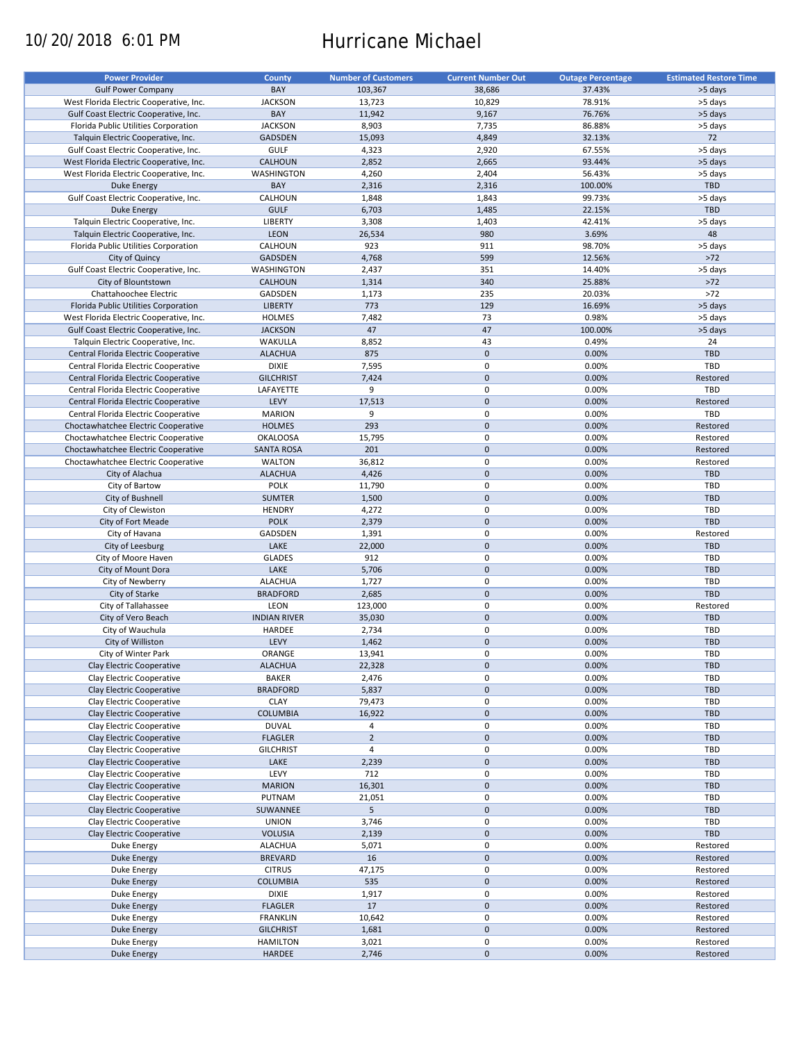10/20/2018 6:01 PM

# Hurricane Michael

| Power Provider | County | Number of Customers | Current Number Out | Outage Percentage | Estimated Restore Time |
|---|---|---|---|---|---|
| Gulf Power Company | BAY | 103,367 | 38,686 | 37.43% | >5 days |
| West Florida Electric Cooperative, Inc. | JACKSON | 13,723 | 10,829 | 78.91% | >5 days |
| Gulf Coast Electric Cooperative, Inc. | BAY | 11,942 | 9,167 | 76.76% | >5 days |
| Florida Public Utilities Corporation | JACKSON | 8,903 | 7,735 | 86.88% | >5 days |
| Talquin Electric Cooperative, Inc. | GADSDEN | 15,093 | 4,849 | 32.13% | 72 |
| Gulf Coast Electric Cooperative, Inc. | GULF | 4,323 | 2,920 | 67.55% | >5 days |
| West Florida Electric Cooperative, Inc. | CALHOUN | 2,852 | 2,665 | 93.44% | >5 days |
| West Florida Electric Cooperative, Inc. | WASHINGTON | 4,260 | 2,404 | 56.43% | >5 days |
| Duke Energy | BAY | 2,316 | 2,316 | 100.00% | TBD |
| Gulf Coast Electric Cooperative, Inc. | CALHOUN | 1,848 | 1,843 | 99.73% | >5 days |
| Duke Energy | GULF | 6,703 | 1,485 | 22.15% | TBD |
| Talquin Electric Cooperative, Inc. | LIBERTY | 3,308 | 1,403 | 42.41% | >5 days |
| Talquin Electric Cooperative, Inc. | LEON | 26,534 | 980 | 3.69% | 48 |
| Florida Public Utilities Corporation | CALHOUN | 923 | 911 | 98.70% | >5 days |
| City of Quincy | GADSDEN | 4,768 | 599 | 12.56% | >72 |
| Gulf Coast Electric Cooperative, Inc. | WASHINGTON | 2,437 | 351 | 14.40% | >5 days |
| City of Blountstown | CALHOUN | 1,314 | 340 | 25.88% | >72 |
| Chattahoochee Electric | GADSDEN | 1,173 | 235 | 20.03% | >72 |
| Florida Public Utilities Corporation | LIBERTY | 773 | 129 | 16.69% | >5 days |
| West Florida Electric Cooperative, Inc. | HOLMES | 7,482 | 73 | 0.98% | >5 days |
| Gulf Coast Electric Cooperative, Inc. | JACKSON | 47 | 47 | 100.00% | >5 days |
| Talquin Electric Cooperative, Inc. | WAKULLA | 8,852 | 43 | 0.49% | 24 |
| Central Florida Electric Cooperative | ALACHUA | 875 | 0 | 0.00% | TBD |
| Central Florida Electric Cooperative | DIXIE | 7,595 | 0 | 0.00% | TBD |
| Central Florida Electric Cooperative | GILCHRIST | 7,424 | 0 | 0.00% | Restored |
| Central Florida Electric Cooperative | LAFAYETTE | 9 | 0 | 0.00% | TBD |
| Central Florida Electric Cooperative | LEVY | 17,513 | 0 | 0.00% | Restored |
| Central Florida Electric Cooperative | MARION | 9 | 0 | 0.00% | TBD |
| Choctawhatchee Electric Cooperative | HOLMES | 293 | 0 | 0.00% | Restored |
| Choctawhatchee Electric Cooperative | OKALOOSA | 15,795 | 0 | 0.00% | Restored |
| Choctawhatchee Electric Cooperative | SANTA ROSA | 201 | 0 | 0.00% | Restored |
| Choctawhatchee Electric Cooperative | WALTON | 36,812 | 0 | 0.00% | Restored |
| City of Alachua | ALACHUA | 4,426 | 0 | 0.00% | TBD |
| City of Bartow | POLK | 11,790 | 0 | 0.00% | TBD |
| City of Bushnell | SUMTER | 1,500 | 0 | 0.00% | TBD |
| City of Clewiston | HENDRY | 4,272 | 0 | 0.00% | TBD |
| City of Fort Meade | POLK | 2,379 | 0 | 0.00% | TBD |
| City of Havana | GADSDEN | 1,391 | 0 | 0.00% | Restored |
| City of Leesburg | LAKE | 22,000 | 0 | 0.00% | TBD |
| City of Moore Haven | GLADES | 912 | 0 | 0.00% | TBD |
| City of Mount Dora | LAKE | 5,706 | 0 | 0.00% | TBD |
| City of Newberry | ALACHUA | 1,727 | 0 | 0.00% | TBD |
| City of Starke | BRADFORD | 2,685 | 0 | 0.00% | TBD |
| City of Tallahassee | LEON | 123,000 | 0 | 0.00% | Restored |
| City of Vero Beach | INDIAN RIVER | 35,030 | 0 | 0.00% | TBD |
| City of Wauchula | HARDEE | 2,734 | 0 | 0.00% | TBD |
| City of Williston | LEVY | 1,462 | 0 | 0.00% | TBD |
| City of Winter Park | ORANGE | 13,941 | 0 | 0.00% | TBD |
| Clay Electric Cooperative | ALACHUA | 22,328 | 0 | 0.00% | TBD |
| Clay Electric Cooperative | BAKER | 2,476 | 0 | 0.00% | TBD |
| Clay Electric Cooperative | BRADFORD | 5,837 | 0 | 0.00% | TBD |
| Clay Electric Cooperative | CLAY | 79,473 | 0 | 0.00% | TBD |
| Clay Electric Cooperative | COLUMBIA | 16,922 | 0 | 0.00% | TBD |
| Clay Electric Cooperative | DUVAL | 4 | 0 | 0.00% | TBD |
| Clay Electric Cooperative | FLAGLER | 2 | 0 | 0.00% | TBD |
| Clay Electric Cooperative | GILCHRIST | 4 | 0 | 0.00% | TBD |
| Clay Electric Cooperative | LAKE | 2,239 | 0 | 0.00% | TBD |
| Clay Electric Cooperative | LEVY | 712 | 0 | 0.00% | TBD |
| Clay Electric Cooperative | MARION | 16,301 | 0 | 0.00% | TBD |
| Clay Electric Cooperative | PUTNAM | 21,051 | 0 | 0.00% | TBD |
| Clay Electric Cooperative | SUWANNEE | 5 | 0 | 0.00% | TBD |
| Clay Electric Cooperative | UNION | 3,746 | 0 | 0.00% | TBD |
| Clay Electric Cooperative | VOLUSIA | 2,139 | 0 | 0.00% | TBD |
| Duke Energy | ALACHUA | 5,071 | 0 | 0.00% | Restored |
| Duke Energy | BREVARD | 16 | 0 | 0.00% | Restored |
| Duke Energy | CITRUS | 47,175 | 0 | 0.00% | Restored |
| Duke Energy | COLUMBIA | 535 | 0 | 0.00% | Restored |
| Duke Energy | DIXIE | 1,917 | 0 | 0.00% | Restored |
| Duke Energy | FLAGLER | 17 | 0 | 0.00% | Restored |
| Duke Energy | FRANKLIN | 10,642 | 0 | 0.00% | Restored |
| Duke Energy | GILCHRIST | 1,681 | 0 | 0.00% | Restored |
| Duke Energy | HAMILTON | 3,021 | 0 | 0.00% | Restored |
| Duke Energy | HARDEE | 2,746 | 0 | 0.00% | Restored |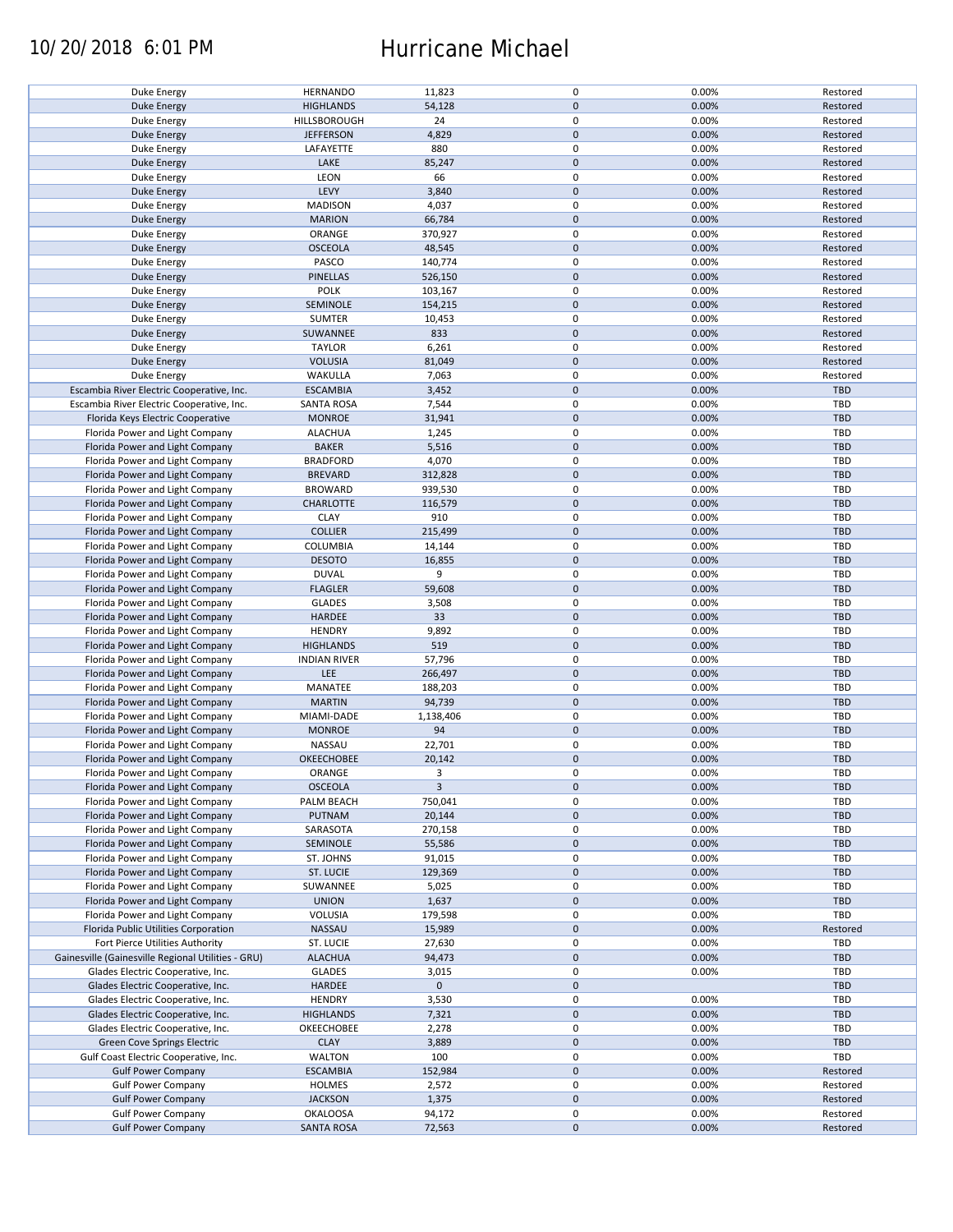| | | | | | |
|---|---|---|---|---|---|
| Duke Energy | HERNANDO | 11,823 | 0 | 0.00% | Restored |
| Duke Energy | HIGHLANDS | 54,128 | 0 | 0.00% | Restored |
| Duke Energy | HILLSBOROUGH | 24 | 0 | 0.00% | Restored |
| Duke Energy | JEFFERSON | 4,829 | 0 | 0.00% | Restored |
| Duke Energy | LAFAYETTE | 880 | 0 | 0.00% | Restored |
| Duke Energy | LAKE | 85,247 | 0 | 0.00% | Restored |
| Duke Energy | LEON | 66 | 0 | 0.00% | Restored |
| Duke Energy | LEVY | 3,840 | 0 | 0.00% | Restored |
| Duke Energy | MADISON | 4,037 | 0 | 0.00% | Restored |
| Duke Energy | MARION | 66,784 | 0 | 0.00% | Restored |
| Duke Energy | ORANGE | 370,927 | 0 | 0.00% | Restored |
| Duke Energy | OSCEOLA | 48,545 | 0 | 0.00% | Restored |
| Duke Energy | PASCO | 140,774 | 0 | 0.00% | Restored |
| Duke Energy | PINELLAS | 526,150 | 0 | 0.00% | Restored |
| Duke Energy | POLK | 103,167 | 0 | 0.00% | Restored |
| Duke Energy | SEMINOLE | 154,215 | 0 | 0.00% | Restored |
| Duke Energy | SUMTER | 10,453 | 0 | 0.00% | Restored |
| Duke Energy | SUWANNEE | 833 | 0 | 0.00% | Restored |
| Duke Energy | TAYLOR | 6,261 | 0 | 0.00% | Restored |
| Duke Energy | VOLUSIA | 81,049 | 0 | 0.00% | Restored |
| Duke Energy | WAKULLA | 7,063 | 0 | 0.00% | Restored |
| Escambia River Electric Cooperative, Inc. | ESCAMBIA | 3,452 | 0 | 0.00% | TBD |
| Escambia River Electric Cooperative, Inc. | SANTA ROSA | 7,544 | 0 | 0.00% | TBD |
| Florida Keys Electric Cooperative | MONROE | 31,941 | 0 | 0.00% | TBD |
| Florida Power and Light Company | ALACHUA | 1,245 | 0 | 0.00% | TBD |
| Florida Power and Light Company | BAKER | 5,516 | 0 | 0.00% | TBD |
| Florida Power and Light Company | BRADFORD | 4,070 | 0 | 0.00% | TBD |
| Florida Power and Light Company | BREVARD | 312,828 | 0 | 0.00% | TBD |
| Florida Power and Light Company | BROWARD | 939,530 | 0 | 0.00% | TBD |
| Florida Power and Light Company | CHARLOTTE | 116,579 | 0 | 0.00% | TBD |
| Florida Power and Light Company | CLAY | 910 | 0 | 0.00% | TBD |
| Florida Power and Light Company | COLLIER | 215,499 | 0 | 0.00% | TBD |
| Florida Power and Light Company | COLUMBIA | 14,144 | 0 | 0.00% | TBD |
| Florida Power and Light Company | DESOTO | 16,855 | 0 | 0.00% | TBD |
| Florida Power and Light Company | DUVAL | 9 | 0 | 0.00% | TBD |
| Florida Power and Light Company | FLAGLER | 59,608 | 0 | 0.00% | TBD |
| Florida Power and Light Company | GLADES | 3,508 | 0 | 0.00% | TBD |
| Florida Power and Light Company | HARDEE | 33 | 0 | 0.00% | TBD |
| Florida Power and Light Company | HENDRY | 9,892 | 0 | 0.00% | TBD |
| Florida Power and Light Company | HIGHLANDS | 519 | 0 | 0.00% | TBD |
| Florida Power and Light Company | INDIAN RIVER | 57,796 | 0 | 0.00% | TBD |
| Florida Power and Light Company | LEE | 266,497 | 0 | 0.00% | TBD |
| Florida Power and Light Company | MANATEE | 188,203 | 0 | 0.00% | TBD |
| Florida Power and Light Company | MARTIN | 94,739 | 0 | 0.00% | TBD |
| Florida Power and Light Company | MIAMI-DADE | 1,138,406 | 0 | 0.00% | TBD |
| Florida Power and Light Company | MONROE | 94 | 0 | 0.00% | TBD |
| Florida Power and Light Company | NASSAU | 22,701 | 0 | 0.00% | TBD |
| Florida Power and Light Company | OKEECHOBEE | 20,142 | 0 | 0.00% | TBD |
| Florida Power and Light Company | ORANGE | 3 | 0 | 0.00% | TBD |
| Florida Power and Light Company | OSCEOLA | 3 | 0 | 0.00% | TBD |
| Florida Power and Light Company | PALM BEACH | 750,041 | 0 | 0.00% | TBD |
| Florida Power and Light Company | PUTNAM | 20,144 | 0 | 0.00% | TBD |
| Florida Power and Light Company | SARASOTA | 270,158 | 0 | 0.00% | TBD |
| Florida Power and Light Company | SEMINOLE | 55,586 | 0 | 0.00% | TBD |
| Florida Power and Light Company | ST. JOHNS | 91,015 | 0 | 0.00% | TBD |
| Florida Power and Light Company | ST. LUCIE | 129,369 | 0 | 0.00% | TBD |
| Florida Power and Light Company | SUWANNEE | 5,025 | 0 | 0.00% | TBD |
| Florida Power and Light Company | UNION | 1,637 | 0 | 0.00% | TBD |
| Florida Power and Light Company | VOLUSIA | 179,598 | 0 | 0.00% | TBD |
| Florida Public Utilities Corporation | NASSAU | 15,989 | 0 | 0.00% | Restored |
| Fort Pierce Utilities Authority | ST. LUCIE | 27,630 | 0 | 0.00% | TBD |
| Gainesville (Gainesville Regional Utilities - GRU) | ALACHUA | 94,473 | 0 | 0.00% | TBD |
| Glades Electric Cooperative, Inc. | GLADES | 3,015 | 0 | 0.00% | TBD |
| Glades Electric Cooperative, Inc. | HARDEE | 0 | 0 | | TBD |
| Glades Electric Cooperative, Inc. | HENDRY | 3,530 | 0 | 0.00% | TBD |
| Glades Electric Cooperative, Inc. | HIGHLANDS | 7,321 | 0 | 0.00% | TBD |
| Glades Electric Cooperative, Inc. | OKEECHOBEE | 2,278 | 0 | 0.00% | TBD |
| Green Cove Springs Electric | CLAY | 3,889 | 0 | 0.00% | TBD |
| Gulf Coast Electric Cooperative, Inc. | WALTON | 100 | 0 | 0.00% | TBD |
| Gulf Power Company | ESCAMBIA | 152,984 | 0 | 0.00% | Restored |
| Gulf Power Company | HOLMES | 2,572 | 0 | 0.00% | Restored |
| Gulf Power Company | JACKSON | 1,375 | 0 | 0.00% | Restored |
| Gulf Power Company | OKALOOSA | 94,172 | 0 | 0.00% | Restored |
| Gulf Power Company | SANTA ROSA | 72,563 | 0 | 0.00% | Restored |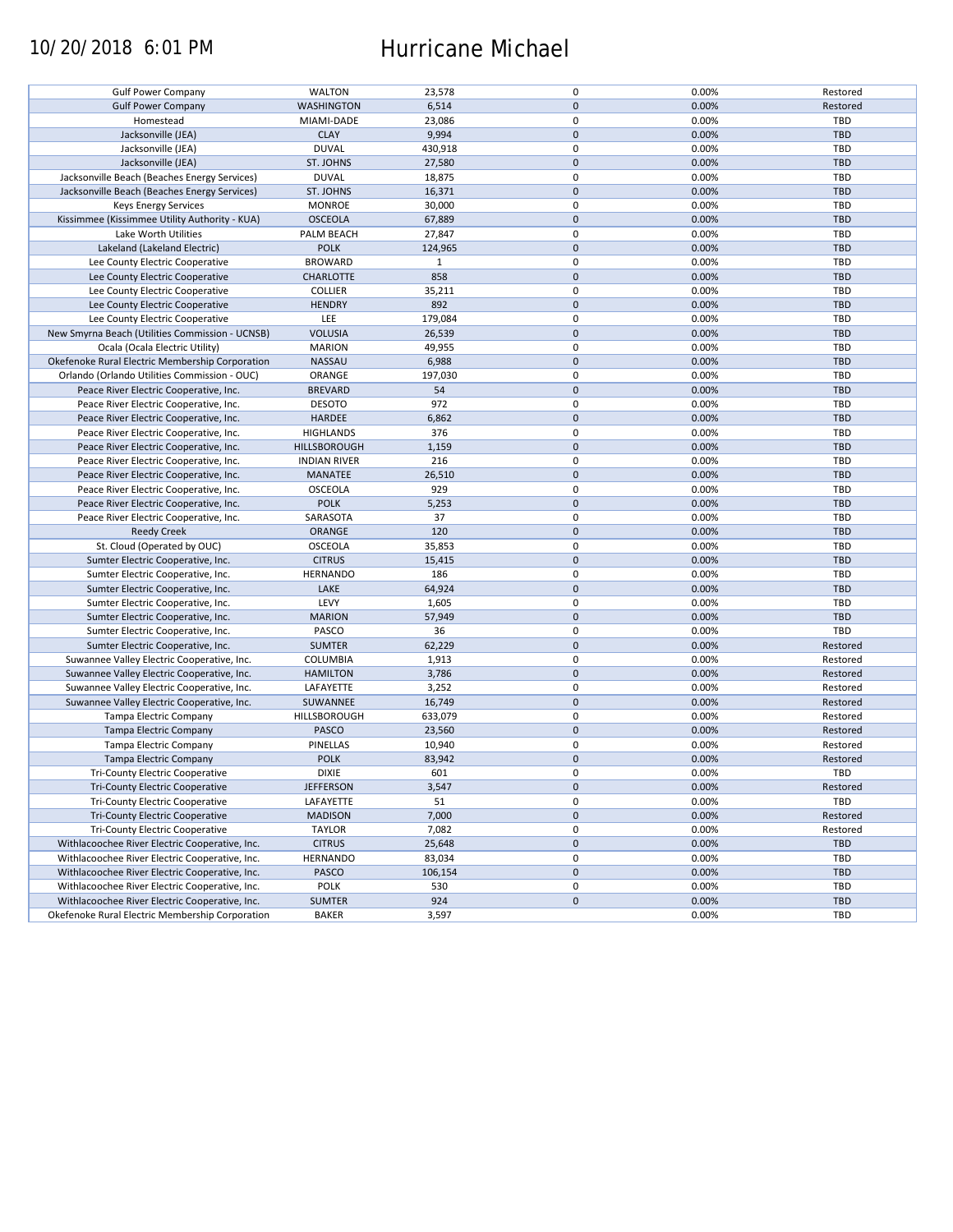10/20/2018 6:01 PM

# Hurricane Michael

| | | | | | |
|---|---|---|---|---|---|
| Gulf Power Company | WALTON | 23,578 | 0 | 0.00% | Restored |
| Gulf Power Company | WASHINGTON | 6,514 | 0 | 0.00% | Restored |
| Homestead | MIAMI-DADE | 23,086 | 0 | 0.00% | TBD |
| Jacksonville (JEA) | CLAY | 9,994 | 0 | 0.00% | TBD |
| Jacksonville (JEA) | DUVAL | 430,918 | 0 | 0.00% | TBD |
| Jacksonville (JEA) | ST. JOHNS | 27,580 | 0 | 0.00% | TBD |
| Jacksonville Beach (Beaches Energy Services) | DUVAL | 18,875 | 0 | 0.00% | TBD |
| Jacksonville Beach (Beaches Energy Services) | ST. JOHNS | 16,371 | 0 | 0.00% | TBD |
| Keys Energy Services | MONROE | 30,000 | 0 | 0.00% | TBD |
| Kissimmee (Kissimmee Utility Authority - KUA) | OSCEOLA | 67,889 | 0 | 0.00% | TBD |
| Lake Worth Utilities | PALM BEACH | 27,847 | 0 | 0.00% | TBD |
| Lakeland (Lakeland Electric) | POLK | 124,965 | 0 | 0.00% | TBD |
| Lee County Electric Cooperative | BROWARD | 1 | 0 | 0.00% | TBD |
| Lee County Electric Cooperative | CHARLOTTE | 858 | 0 | 0.00% | TBD |
| Lee County Electric Cooperative | COLLIER | 35,211 | 0 | 0.00% | TBD |
| Lee County Electric Cooperative | HENDRY | 892 | 0 | 0.00% | TBD |
| Lee County Electric Cooperative | LEE | 179,084 | 0 | 0.00% | TBD |
| New Smyrna Beach (Utilities Commission - UCNSB) | VOLUSIA | 26,539 | 0 | 0.00% | TBD |
| Ocala (Ocala Electric Utility) | MARION | 49,955 | 0 | 0.00% | TBD |
| Okefenoke Rural Electric Membership Corporation | NASSAU | 6,988 | 0 | 0.00% | TBD |
| Orlando (Orlando Utilities Commission - OUC) | ORANGE | 197,030 | 0 | 0.00% | TBD |
| Peace River Electric Cooperative, Inc. | BREVARD | 54 | 0 | 0.00% | TBD |
| Peace River Electric Cooperative, Inc. | DESOTO | 972 | 0 | 0.00% | TBD |
| Peace River Electric Cooperative, Inc. | HARDEE | 6,862 | 0 | 0.00% | TBD |
| Peace River Electric Cooperative, Inc. | HIGHLANDS | 376 | 0 | 0.00% | TBD |
| Peace River Electric Cooperative, Inc. | HILLSBOROUGH | 1,159 | 0 | 0.00% | TBD |
| Peace River Electric Cooperative, Inc. | INDIAN RIVER | 216 | 0 | 0.00% | TBD |
| Peace River Electric Cooperative, Inc. | MANATEE | 26,510 | 0 | 0.00% | TBD |
| Peace River Electric Cooperative, Inc. | OSCEOLA | 929 | 0 | 0.00% | TBD |
| Peace River Electric Cooperative, Inc. | POLK | 5,253 | 0 | 0.00% | TBD |
| Peace River Electric Cooperative, Inc. | SARASOTA | 37 | 0 | 0.00% | TBD |
| Reedy Creek | ORANGE | 120 | 0 | 0.00% | TBD |
| St. Cloud (Operated by OUC) | OSCEOLA | 35,853 | 0 | 0.00% | TBD |
| Sumter Electric Cooperative, Inc. | CITRUS | 15,415 | 0 | 0.00% | TBD |
| Sumter Electric Cooperative, Inc. | HERNANDO | 186 | 0 | 0.00% | TBD |
| Sumter Electric Cooperative, Inc. | LAKE | 64,924 | 0 | 0.00% | TBD |
| Sumter Electric Cooperative, Inc. | LEVY | 1,605 | 0 | 0.00% | TBD |
| Sumter Electric Cooperative, Inc. | MARION | 57,949 | 0 | 0.00% | TBD |
| Sumter Electric Cooperative, Inc. | PASCO | 36 | 0 | 0.00% | TBD |
| Sumter Electric Cooperative, Inc. | SUMTER | 62,229 | 0 | 0.00% | Restored |
| Suwannee Valley Electric Cooperative, Inc. | COLUMBIA | 1,913 | 0 | 0.00% | Restored |
| Suwannee Valley Electric Cooperative, Inc. | HAMILTON | 3,786 | 0 | 0.00% | Restored |
| Suwannee Valley Electric Cooperative, Inc. | LAFAYETTE | 3,252 | 0 | 0.00% | Restored |
| Suwannee Valley Electric Cooperative, Inc. | SUWANNEE | 16,749 | 0 | 0.00% | Restored |
| Tampa Electric Company | HILLSBOROUGH | 633,079 | 0 | 0.00% | Restored |
| Tampa Electric Company | PASCO | 23,560 | 0 | 0.00% | Restored |
| Tampa Electric Company | PINELLAS | 10,940 | 0 | 0.00% | Restored |
| Tampa Electric Company | POLK | 83,942 | 0 | 0.00% | Restored |
| Tri-County Electric Cooperative | DIXIE | 601 | 0 | 0.00% | TBD |
| Tri-County Electric Cooperative | JEFFERSON | 3,547 | 0 | 0.00% | Restored |
| Tri-County Electric Cooperative | LAFAYETTE | 51 | 0 | 0.00% | TBD |
| Tri-County Electric Cooperative | MADISON | 7,000 | 0 | 0.00% | Restored |
| Tri-County Electric Cooperative | TAYLOR | 7,082 | 0 | 0.00% | Restored |
| Withlacoochee River Electric Cooperative, Inc. | CITRUS | 25,648 | 0 | 0.00% | TBD |
| Withlacoochee River Electric Cooperative, Inc. | HERNANDO | 83,034 | 0 | 0.00% | TBD |
| Withlacoochee River Electric Cooperative, Inc. | PASCO | 106,154 | 0 | 0.00% | TBD |
| Withlacoochee River Electric Cooperative, Inc. | POLK | 530 | 0 | 0.00% | TBD |
| Withlacoochee River Electric Cooperative, Inc. | SUMTER | 924 | 0 | 0.00% | TBD |
| Okefenoke Rural Electric Membership Corporation | BAKER | 3,597 | | 0.00% | TBD |